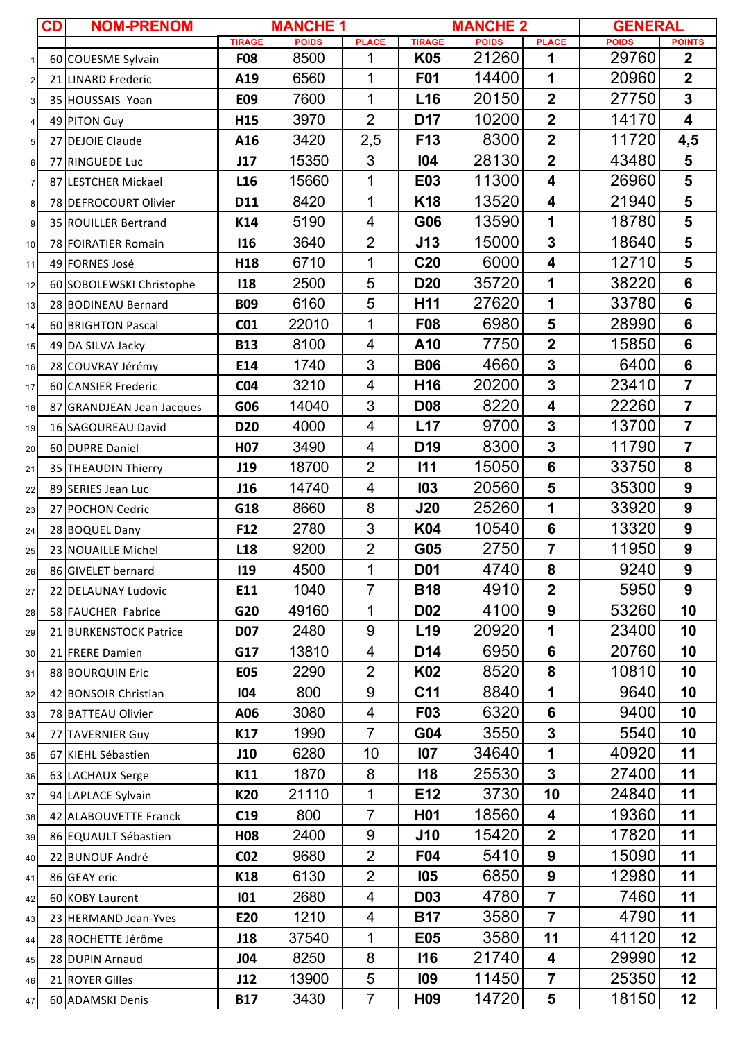| | CD | NOM-PRENOM | MANCHE 1 | | | MANCHE 2 | | | GENERAL | |
|---|---|---|---|---|---|---|---|---|---|---|
| | | | TIRAGE | POIDS | PLACE | TIRAGE | POIDS | PLACE | POIDS | POINTS |
| 1 | 60 | COUESME Sylvain | F08 | 8500 | 1 | K05 | 21260 | 1 | 29760 | 2 |
| 2 | 21 | LINARD Frederic | A19 | 6560 | 1 | F01 | 14400 | 1 | 20960 | 2 |
| 3 | 35 | HOUSSAIS Yoan | E09 | 7600 | 1 | L16 | 20150 | 2 | 27750 | 3 |
| 4 | 49 | PITON Guy | H15 | 3970 | 2 | D17 | 10200 | 2 | 14170 | 4 |
| 5 | 27 | DEJOIE Claude | A16 | 3420 | 2,5 | F13 | 8300 | 2 | 11720 | 4,5 |
| 6 | 77 | RINGUEDE Luc | J17 | 15350 | 3 | I04 | 28130 | 2 | 43480 | 5 |
| 7 | 87 | LESTCHER Mickael | L16 | 15660 | 1 | E03 | 11300 | 4 | 26960 | 5 |
| 8 | 78 | DEFROCOURT Olivier | D11 | 8420 | 1 | K18 | 13520 | 4 | 21940 | 5 |
| 9 | 35 | ROUILLER Bertrand | K14 | 5190 | 4 | G06 | 13590 | 1 | 18780 | 5 |
| 10 | 78 | FOIRATIER Romain | I16 | 3640 | 2 | J13 | 15000 | 3 | 18640 | 5 |
| 11 | 49 | FORNES José | H18 | 6710 | 1 | C20 | 6000 | 4 | 12710 | 5 |
| 12 | 60 | SOBOLEWSKI Christophe | I18 | 2500 | 5 | D20 | 35720 | 1 | 38220 | 6 |
| 13 | 28 | BODINEAU Bernard | B09 | 6160 | 5 | H11 | 27620 | 1 | 33780 | 6 |
| 14 | 60 | BRIGHTON Pascal | C01 | 22010 | 1 | F08 | 6980 | 5 | 28990 | 6 |
| 15 | 49 | DA SILVA Jacky | B13 | 8100 | 4 | A10 | 7750 | 2 | 15850 | 6 |
| 16 | 28 | COUVRAY Jérémy | E14 | 1740 | 3 | B06 | 4660 | 3 | 6400 | 6 |
| 17 | 60 | CANSIER Frederic | C04 | 3210 | 4 | H16 | 20200 | 3 | 23410 | 7 |
| 18 | 87 | GRANDJEAN Jean Jacques | G06 | 14040 | 3 | D08 | 8220 | 4 | 22260 | 7 |
| 19 | 16 | SAGOUREAU David | D20 | 4000 | 4 | L17 | 9700 | 3 | 13700 | 7 |
| 20 | 60 | DUPRE Daniel | H07 | 3490 | 4 | D19 | 8300 | 3 | 11790 | 7 |
| 21 | 35 | THEAUDIN Thierry | J19 | 18700 | 2 | I11 | 15050 | 6 | 33750 | 8 |
| 22 | 89 | SERIES Jean Luc | J16 | 14740 | 4 | I03 | 20560 | 5 | 35300 | 9 |
| 23 | 27 | POCHON Cedric | G18 | 8660 | 8 | J20 | 25260 | 1 | 33920 | 9 |
| 24 | 28 | BOQUEL Dany | F12 | 2780 | 3 | K04 | 10540 | 6 | 13320 | 9 |
| 25 | 23 | NOUAILLE Michel | L18 | 9200 | 2 | G05 | 2750 | 7 | 11950 | 9 |
| 26 | 86 | GIVELET bernard | I19 | 4500 | 1 | D01 | 4740 | 8 | 9240 | 9 |
| 27 | 22 | DELAUNAY Ludovic | E11 | 1040 | 7 | B18 | 4910 | 2 | 5950 | 9 |
| 28 | 58 | FAUCHER Fabrice | G20 | 49160 | 1 | D02 | 4100 | 9 | 53260 | 10 |
| 29 | 21 | BURKENSTOCK Patrice | D07 | 2480 | 9 | L19 | 20920 | 1 | 23400 | 10 |
| 30 | 21 | FRERE Damien | G17 | 13810 | 4 | D14 | 6950 | 6 | 20760 | 10 |
| 31 | 88 | BOURQUIN Eric | E05 | 2290 | 2 | K02 | 8520 | 8 | 10810 | 10 |
| 32 | 42 | BONSOIR Christian | I04 | 800 | 9 | C11 | 8840 | 1 | 9640 | 10 |
| 33 | 78 | BATTEAU Olivier | A06 | 3080 | 4 | F03 | 6320 | 6 | 9400 | 10 |
| 34 | 77 | TAVERNIER Guy | K17 | 1990 | 7 | G04 | 3550 | 3 | 5540 | 10 |
| 35 | 67 | KIEHL Sébastien | J10 | 6280 | 10 | I07 | 34640 | 1 | 40920 | 11 |
| 36 | 63 | LACHAUX Serge | K11 | 1870 | 8 | I18 | 25530 | 3 | 27400 | 11 |
| 37 | 94 | LAPLACE Sylvain | K20 | 21110 | 1 | E12 | 3730 | 10 | 24840 | 11 |
| 38 | 42 | ALABOUVETTE Franck | C19 | 800 | 7 | H01 | 18560 | 4 | 19360 | 11 |
| 39 | 86 | EQUAULT Sébastien | H08 | 2400 | 9 | J10 | 15420 | 2 | 17820 | 11 |
| 40 | 22 | BUNOUF André | C02 | 9680 | 2 | F04 | 5410 | 9 | 15090 | 11 |
| 41 | 86 | GEAY eric | K18 | 6130 | 2 | I05 | 6850 | 9 | 12980 | 11 |
| 42 | 60 | KOBY Laurent | I01 | 2680 | 4 | D03 | 4780 | 7 | 7460 | 11 |
| 43 | 23 | HERMAND Jean-Yves | E20 | 1210 | 4 | B17 | 3580 | 7 | 4790 | 11 |
| 44 | 28 | ROCHETTE Jérôme | J18 | 37540 | 1 | E05 | 3580 | 11 | 41120 | 12 |
| 45 | 28 | DUPIN Arnaud | J04 | 8250 | 8 | I16 | 21740 | 4 | 29990 | 12 |
| 46 | 21 | ROYER Gilles | J12 | 13900 | 5 | I09 | 11450 | 7 | 25350 | 12 |
| 47 | 60 | ADAMSKI Denis | B17 | 3430 | 7 | H09 | 14720 | 5 | 18150 | 12 |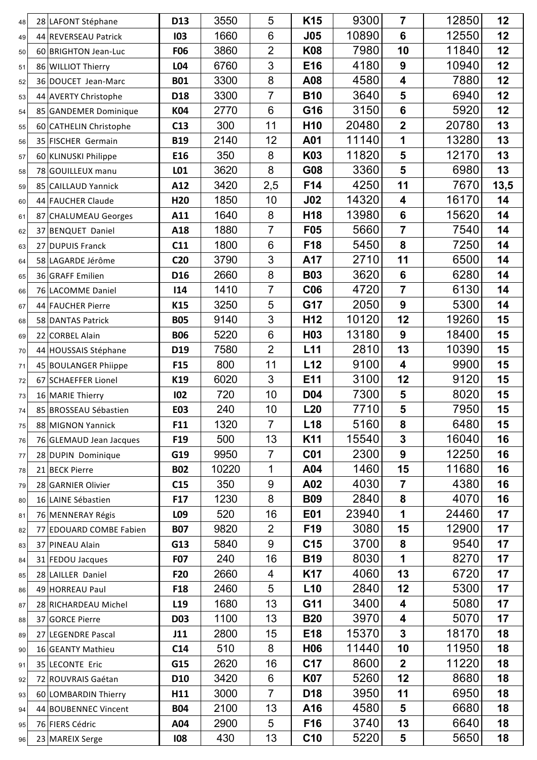| | | | | | | | | | | |
|---|---|---|---|---|---|---|---|---|---|---|
| 48 | 28 | LAFONT Stéphane | D13 | 3550 | 5 | K15 | 9300 | 7 | 12850 | 12 |
| 49 | 44 | REVERSEAU Patrick | I03 | 1660 | 6 | J05 | 10890 | 6 | 12550 | 12 |
| 50 | 60 | BRIGHTON Jean-Luc | F06 | 3860 | 2 | K08 | 7980 | 10 | 11840 | 12 |
| 51 | 86 | WILLIOT Thierry | L04 | 6760 | 3 | E16 | 4180 | 9 | 10940 | 12 |
| 52 | 36 | DOUCET Jean-Marc | B01 | 3300 | 8 | A08 | 4580 | 4 | 7880 | 12 |
| 53 | 44 | AVERTY Christophe | D18 | 3300 | 7 | B10 | 3640 | 5 | 6940 | 12 |
| 54 | 85 | GANDEMER Dominique | K04 | 2770 | 6 | G16 | 3150 | 6 | 5920 | 12 |
| 55 | 60 | CATHELIN Christophe | C13 | 300 | 11 | H10 | 20480 | 2 | 20780 | 13 |
| 56 | 35 | FISCHER Germain | B19 | 2140 | 12 | A01 | 11140 | 1 | 13280 | 13 |
| 57 | 60 | KLINUSKI Philippe | E16 | 350 | 8 | K03 | 11820 | 5 | 12170 | 13 |
| 58 | 78 | GOUILLEUX manu | L01 | 3620 | 8 | G08 | 3360 | 5 | 6980 | 13 |
| 59 | 85 | CAILLAUD Yannick | A12 | 3420 | 2,5 | F14 | 4250 | 11 | 7670 | 13,5 |
| 60 | 44 | FAUCHER Claude | H20 | 1850 | 10 | J02 | 14320 | 4 | 16170 | 14 |
| 61 | 87 | CHALUMEAU Georges | A11 | 1640 | 8 | H18 | 13980 | 6 | 15620 | 14 |
| 62 | 37 | BENQUET Daniel | A18 | 1880 | 7 | F05 | 5660 | 7 | 7540 | 14 |
| 63 | 27 | DUPUIS Franck | C11 | 1800 | 6 | F18 | 5450 | 8 | 7250 | 14 |
| 64 | 58 | LAGARDE Jérôme | C20 | 3790 | 3 | A17 | 2710 | 11 | 6500 | 14 |
| 65 | 36 | GRAFF Emilien | D16 | 2660 | 8 | B03 | 3620 | 6 | 6280 | 14 |
| 66 | 76 | LACOMME Daniel | I14 | 1410 | 7 | C06 | 4720 | 7 | 6130 | 14 |
| 67 | 44 | FAUCHER Pierre | K15 | 3250 | 5 | G17 | 2050 | 9 | 5300 | 14 |
| 68 | 58 | DANTAS Patrick | B05 | 9140 | 3 | H12 | 10120 | 12 | 19260 | 15 |
| 69 | 22 | CORBEL Alain | B06 | 5220 | 6 | H03 | 13180 | 9 | 18400 | 15 |
| 70 | 44 | HOUSSAIS Stéphane | D19 | 7580 | 2 | L11 | 2810 | 13 | 10390 | 15 |
| 71 | 45 | BOULANGER Phiippe | F15 | 800 | 11 | L12 | 9100 | 4 | 9900 | 15 |
| 72 | 67 | SCHAEFFER Lionel | K19 | 6020 | 3 | E11 | 3100 | 12 | 9120 | 15 |
| 73 | 16 | MARIE Thierry | I02 | 720 | 10 | D04 | 7300 | 5 | 8020 | 15 |
| 74 | 85 | BROSSEAU Sébastien | E03 | 240 | 10 | L20 | 7710 | 5 | 7950 | 15 |
| 75 | 88 | MIGNON Yannick | F11 | 1320 | 7 | L18 | 5160 | 8 | 6480 | 15 |
| 76 | 76 | GLEMAUD Jean Jacques | F19 | 500 | 13 | K11 | 15540 | 3 | 16040 | 16 |
| 77 | 28 | DUPIN Dominique | G19 | 9950 | 7 | C01 | 2300 | 9 | 12250 | 16 |
| 78 | 21 | BECK Pierre | B02 | 10220 | 1 | A04 | 1460 | 15 | 11680 | 16 |
| 79 | 28 | GARNIER Olivier | C15 | 350 | 9 | A02 | 4030 | 7 | 4380 | 16 |
| 80 | 16 | LAINE Sébastien | F17 | 1230 | 8 | B09 | 2840 | 8 | 4070 | 16 |
| 81 | 76 | MENNERAY Régis | L09 | 520 | 16 | E01 | 23940 | 1 | 24460 | 17 |
| 82 | 77 | EDOUARD COMBE Fabien | B07 | 9820 | 2 | F19 | 3080 | 15 | 12900 | 17 |
| 83 | 37 | PINEAU Alain | G13 | 5840 | 9 | C15 | 3700 | 8 | 9540 | 17 |
| 84 | 31 | FEDOU Jacques | F07 | 240 | 16 | B19 | 8030 | 1 | 8270 | 17 |
| 85 | 28 | LAILLER Daniel | F20 | 2660 | 4 | K17 | 4060 | 13 | 6720 | 17 |
| 86 | 49 | HORREAU Paul | F18 | 2460 | 5 | L10 | 2840 | 12 | 5300 | 17 |
| 87 | 28 | RICHARDEAU Michel | L19 | 1680 | 13 | G11 | 3400 | 4 | 5080 | 17 |
| 88 | 37 | GORCE Pierre | D03 | 1100 | 13 | B20 | 3970 | 4 | 5070 | 17 |
| 89 | 27 | LEGENDRE Pascal | J11 | 2800 | 15 | E18 | 15370 | 3 | 18170 | 18 |
| 90 | 16 | GEANTY Mathieu | C14 | 510 | 8 | H06 | 11440 | 10 | 11950 | 18 |
| 91 | 35 | LECONTE Eric | G15 | 2620 | 16 | C17 | 8600 | 2 | 11220 | 18 |
| 92 | 72 | ROUVRAIS Gaétan | D10 | 3420 | 6 | K07 | 5260 | 12 | 8680 | 18 |
| 93 | 60 | LOMBARDIN Thierry | H11 | 3000 | 7 | D18 | 3950 | 11 | 6950 | 18 |
| 94 | 44 | BOUBENNEC Vincent | B04 | 2100 | 13 | A16 | 4580 | 5 | 6680 | 18 |
| 95 | 76 | FIERS Cédric | A04 | 2900 | 5 | F16 | 3740 | 13 | 6640 | 18 |
| 96 | 23 | MAREIX Serge | I08 | 430 | 13 | C10 | 5220 | 5 | 5650 | 18 |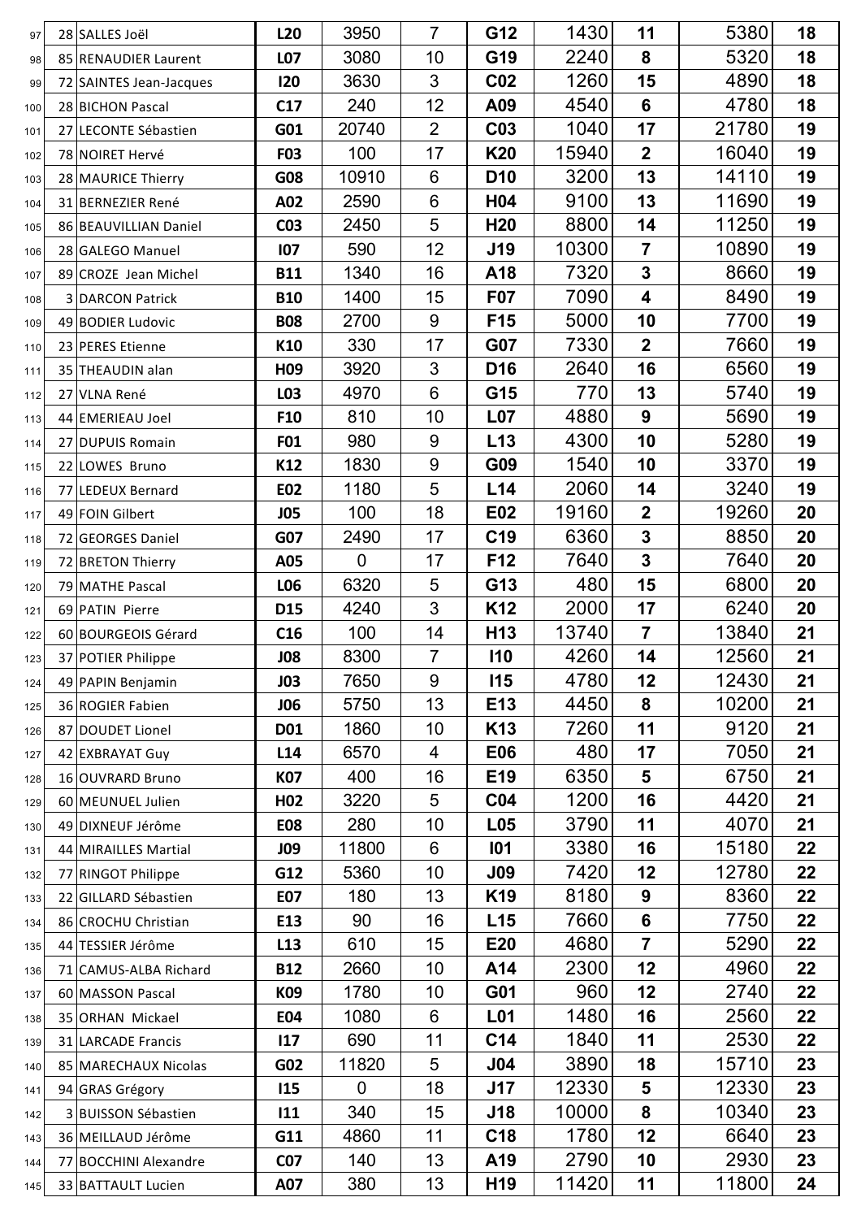| | | | | | | | | | |
|---|---|---|---|---|---|---|---|---|---|
| 97 | 28 | SALLES Joël | L20 | 3950 | 7 | G12 | 1430 | 11 | 5380 | 18 |
| 98 | 85 | RENAUDIER Laurent | L07 | 3080 | 10 | G19 | 2240 | 8 | 5320 | 18 |
| 99 | 72 | SAINTES Jean-Jacques | I20 | 3630 | 3 | C02 | 1260 | 15 | 4890 | 18 |
| 100 | 28 | BICHON Pascal | C17 | 240 | 12 | A09 | 4540 | 6 | 4780 | 18 |
| 101 | 27 | LECONTE Sébastien | G01 | 20740 | 2 | C03 | 1040 | 17 | 21780 | 19 |
| 102 | 78 | NOIRET Hervé | F03 | 100 | 17 | K20 | 15940 | 2 | 16040 | 19 |
| 103 | 28 | MAURICE Thierry | G08 | 10910 | 6 | D10 | 3200 | 13 | 14110 | 19 |
| 104 | 31 | BERNEZIER René | A02 | 2590 | 6 | H04 | 9100 | 13 | 11690 | 19 |
| 105 | 86 | BEAUVILLIAN Daniel | C03 | 2450 | 5 | H20 | 8800 | 14 | 11250 | 19 |
| 106 | 28 | GALEGO Manuel | I07 | 590 | 12 | J19 | 10300 | 7 | 10890 | 19 |
| 107 | 89 | CROZE Jean Michel | B11 | 1340 | 16 | A18 | 7320 | 3 | 8660 | 19 |
| 108 | 3 | DARCON Patrick | B10 | 1400 | 15 | F07 | 7090 | 4 | 8490 | 19 |
| 109 | 49 | BODIER Ludovic | B08 | 2700 | 9 | F15 | 5000 | 10 | 7700 | 19 |
| 110 | 23 | PERES Etienne | K10 | 330 | 17 | G07 | 7330 | 2 | 7660 | 19 |
| 111 | 35 | THEAUDIN alan | H09 | 3920 | 3 | D16 | 2640 | 16 | 6560 | 19 |
| 112 | 27 | VLNA René | L03 | 4970 | 6 | G15 | 770 | 13 | 5740 | 19 |
| 113 | 44 | EMERIEAU Joel | F10 | 810 | 10 | L07 | 4880 | 9 | 5690 | 19 |
| 114 | 27 | DUPUIS Romain | F01 | 980 | 9 | L13 | 4300 | 10 | 5280 | 19 |
| 115 | 22 | LOWES Bruno | K12 | 1830 | 9 | G09 | 1540 | 10 | 3370 | 19 |
| 116 | 77 | LEDEUX Bernard | E02 | 1180 | 5 | L14 | 2060 | 14 | 3240 | 19 |
| 117 | 49 | FOIN Gilbert | J05 | 100 | 18 | E02 | 19160 | 2 | 19260 | 20 |
| 118 | 72 | GEORGES Daniel | G07 | 2490 | 17 | C19 | 6360 | 3 | 8850 | 20 |
| 119 | 72 | BRETON Thierry | A05 | 0 | 17 | F12 | 7640 | 3 | 7640 | 20 |
| 120 | 79 | MATHE Pascal | L06 | 6320 | 5 | G13 | 480 | 15 | 6800 | 20 |
| 121 | 69 | PATIN Pierre | D15 | 4240 | 3 | K12 | 2000 | 17 | 6240 | 20 |
| 122 | 60 | BOURGEOIS Gérard | C16 | 100 | 14 | H13 | 13740 | 7 | 13840 | 21 |
| 123 | 37 | POTIER Philippe | J08 | 8300 | 7 | I10 | 4260 | 14 | 12560 | 21 |
| 124 | 49 | PAPIN Benjamin | J03 | 7650 | 9 | I15 | 4780 | 12 | 12430 | 21 |
| 125 | 36 | ROGIER Fabien | J06 | 5750 | 13 | E13 | 4450 | 8 | 10200 | 21 |
| 126 | 87 | DOUDET Lionel | D01 | 1860 | 10 | K13 | 7260 | 11 | 9120 | 21 |
| 127 | 42 | EXBRAYAT Guy | L14 | 6570 | 4 | E06 | 480 | 17 | 7050 | 21 |
| 128 | 16 | OUVRARD Bruno | K07 | 400 | 16 | E19 | 6350 | 5 | 6750 | 21 |
| 129 | 60 | MEUNUEL Julien | H02 | 3220 | 5 | C04 | 1200 | 16 | 4420 | 21 |
| 130 | 49 | DIXNEUF Jérôme | E08 | 280 | 10 | L05 | 3790 | 11 | 4070 | 21 |
| 131 | 44 | MIRAILLES Martial | J09 | 11800 | 6 | I01 | 3380 | 16 | 15180 | 22 |
| 132 | 77 | RINGOT Philippe | G12 | 5360 | 10 | J09 | 7420 | 12 | 12780 | 22 |
| 133 | 22 | GILLARD Sébastien | E07 | 180 | 13 | K19 | 8180 | 9 | 8360 | 22 |
| 134 | 86 | CROCHU Christian | E13 | 90 | 16 | L15 | 7660 | 6 | 7750 | 22 |
| 135 | 44 | TESSIER Jérôme | L13 | 610 | 15 | E20 | 4680 | 7 | 5290 | 22 |
| 136 | 71 | CAMUS-ALBA Richard | B12 | 2660 | 10 | A14 | 2300 | 12 | 4960 | 22 |
| 137 | 60 | MASSON Pascal | K09 | 1780 | 10 | G01 | 960 | 12 | 2740 | 22 |
| 138 | 35 | ORHAN Mickael | E04 | 1080 | 6 | L01 | 1480 | 16 | 2560 | 22 |
| 139 | 31 | LARCADE Francis | I17 | 690 | 11 | C14 | 1840 | 11 | 2530 | 22 |
| 140 | 85 | MARECHAUX Nicolas | G02 | 11820 | 5 | J04 | 3890 | 18 | 15710 | 23 |
| 141 | 94 | GRAS Grégory | I15 | 0 | 18 | J17 | 12330 | 5 | 12330 | 23 |
| 142 | 3 | BUISSON Sébastien | I11 | 340 | 15 | J18 | 10000 | 8 | 10340 | 23 |
| 143 | 36 | MEILLAUD Jérôme | G11 | 4860 | 11 | C18 | 1780 | 12 | 6640 | 23 |
| 144 | 77 | BOCCHINI Alexandre | C07 | 140 | 13 | A19 | 2790 | 10 | 2930 | 23 |
| 145 | 33 | BATTAULT Lucien | A07 | 380 | 13 | H19 | 11420 | 11 | 11800 | 24 |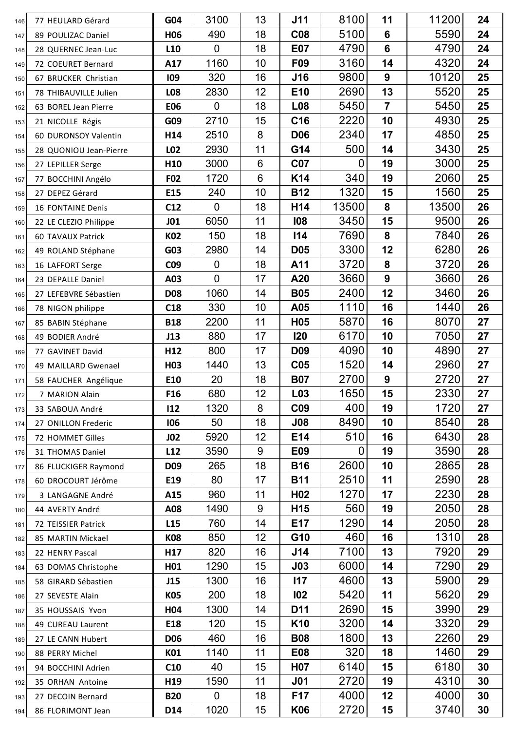| | | | | | | | | | | |
|---|---|---|---|---|---|---|---|---|---|---|
| 146 | 77 | HEULARD Gérard | G04 | 3100 | 13 | J11 | 8100 | 11 | 11200 | 24 |
| 147 | 89 | POULIZAC Daniel | H06 | 490 | 18 | C08 | 5100 | 6 | 5590 | 24 |
| 148 | 28 | QUERNEC Jean-Luc | L10 | 0 | 18 | E07 | 4790 | 6 | 4790 | 24 |
| 149 | 72 | COEURET Bernard | A17 | 1160 | 10 | F09 | 3160 | 14 | 4320 | 24 |
| 150 | 67 | BRUCKER Christian | I09 | 320 | 16 | J16 | 9800 | 9 | 10120 | 25 |
| 151 | 78 | THIBAUVILLE Julien | L08 | 2830 | 12 | E10 | 2690 | 13 | 5520 | 25 |
| 152 | 63 | BOREL Jean Pierre | E06 | 0 | 18 | L08 | 5450 | 7 | 5450 | 25 |
| 153 | 21 | NICOLLE Régis | G09 | 2710 | 15 | C16 | 2220 | 10 | 4930 | 25 |
| 154 | 60 | DURONSOY Valentin | H14 | 2510 | 8 | D06 | 2340 | 17 | 4850 | 25 |
| 155 | 28 | QUONIOU Jean-Pierre | L02 | 2930 | 11 | G14 | 500 | 14 | 3430 | 25 |
| 156 | 27 | LEPILLER Serge | H10 | 3000 | 6 | C07 | 0 | 19 | 3000 | 25 |
| 157 | 77 | BOCCHINI Angélo | F02 | 1720 | 6 | K14 | 340 | 19 | 2060 | 25 |
| 158 | 27 | DEPEZ Gérard | E15 | 240 | 10 | B12 | 1320 | 15 | 1560 | 25 |
| 159 | 16 | FONTAINE Denis | C12 | 0 | 18 | H14 | 13500 | 8 | 13500 | 26 |
| 160 | 22 | LE CLEZIO Philippe | J01 | 6050 | 11 | I08 | 3450 | 15 | 9500 | 26 |
| 161 | 60 | TAVAUX Patrick | K02 | 150 | 18 | I14 | 7690 | 8 | 7840 | 26 |
| 162 | 49 | ROLAND Stéphane | G03 | 2980 | 14 | D05 | 3300 | 12 | 6280 | 26 |
| 163 | 16 | LAFFORT Serge | C09 | 0 | 18 | A11 | 3720 | 8 | 3720 | 26 |
| 164 | 23 | DEPALLE Daniel | A03 | 0 | 17 | A20 | 3660 | 9 | 3660 | 26 |
| 165 | 27 | LEFEBVRE Sébastien | D08 | 1060 | 14 | B05 | 2400 | 12 | 3460 | 26 |
| 166 | 78 | NIGON philippe | C18 | 330 | 10 | A05 | 1110 | 16 | 1440 | 26 |
| 167 | 85 | BABIN Stéphane | B18 | 2200 | 11 | H05 | 5870 | 16 | 8070 | 27 |
| 168 | 49 | BODIER André | J13 | 880 | 17 | I20 | 6170 | 10 | 7050 | 27 |
| 169 | 77 | GAVINET David | H12 | 800 | 17 | D09 | 4090 | 10 | 4890 | 27 |
| 170 | 49 | MAILLARD Gwenael | H03 | 1440 | 13 | C05 | 1520 | 14 | 2960 | 27 |
| 171 | 58 | FAUCHER Angélique | E10 | 20 | 18 | B07 | 2700 | 9 | 2720 | 27 |
| 172 | 7 | MARION Alain | F16 | 680 | 12 | L03 | 1650 | 15 | 2330 | 27 |
| 173 | 33 | SABOUA André | I12 | 1320 | 8 | C09 | 400 | 19 | 1720 | 27 |
| 174 | 27 | ONILLON Frederic | I06 | 50 | 18 | J08 | 8490 | 10 | 8540 | 28 |
| 175 | 72 | HOMMET Gilles | J02 | 5920 | 12 | E14 | 510 | 16 | 6430 | 28 |
| 176 | 31 | THOMAS Daniel | L12 | 3590 | 9 | E09 | 0 | 19 | 3590 | 28 |
| 177 | 86 | FLUCKIGER Raymond | D09 | 265 | 18 | B16 | 2600 | 10 | 2865 | 28 |
| 178 | 60 | DROCOURT Jérôme | E19 | 80 | 17 | B11 | 2510 | 11 | 2590 | 28 |
| 179 | 3 | LANGAGNE André | A15 | 960 | 11 | H02 | 1270 | 17 | 2230 | 28 |
| 180 | 44 | AVERTY André | A08 | 1490 | 9 | H15 | 560 | 19 | 2050 | 28 |
| 181 | 72 | TEISSIER Patrick | L15 | 760 | 14 | E17 | 1290 | 14 | 2050 | 28 |
| 182 | 85 | MARTIN Mickael | K08 | 850 | 12 | G10 | 460 | 16 | 1310 | 28 |
| 183 | 22 | HENRY Pascal | H17 | 820 | 16 | J14 | 7100 | 13 | 7920 | 29 |
| 184 | 63 | DOMAS Christophe | H01 | 1290 | 15 | J03 | 6000 | 14 | 7290 | 29 |
| 185 | 58 | GIRARD Sébastien | J15 | 1300 | 16 | I17 | 4600 | 13 | 5900 | 29 |
| 186 | 27 | SEVESTE Alain | K05 | 200 | 18 | I02 | 5420 | 11 | 5620 | 29 |
| 187 | 35 | HOUSSAIS Yvon | H04 | 1300 | 14 | D11 | 2690 | 15 | 3990 | 29 |
| 188 | 49 | CUREAU Laurent | E18 | 120 | 15 | K10 | 3200 | 14 | 3320 | 29 |
| 189 | 27 | LE CANN Hubert | D06 | 460 | 16 | B08 | 1800 | 13 | 2260 | 29 |
| 190 | 88 | PERRY Michel | K01 | 1140 | 11 | E08 | 320 | 18 | 1460 | 29 |
| 191 | 94 | BOCCHINI Adrien | C10 | 40 | 15 | H07 | 6140 | 15 | 6180 | 30 |
| 192 | 35 | ORHAN Antoine | H19 | 1590 | 11 | J01 | 2720 | 19 | 4310 | 30 |
| 193 | 27 | DECOIN Bernard | B20 | 0 | 18 | F17 | 4000 | 12 | 4000 | 30 |
| 194 | 86 | FLORIMONT Jean | D14 | 1020 | 15 | K06 | 2720 | 15 | 3740 | 30 |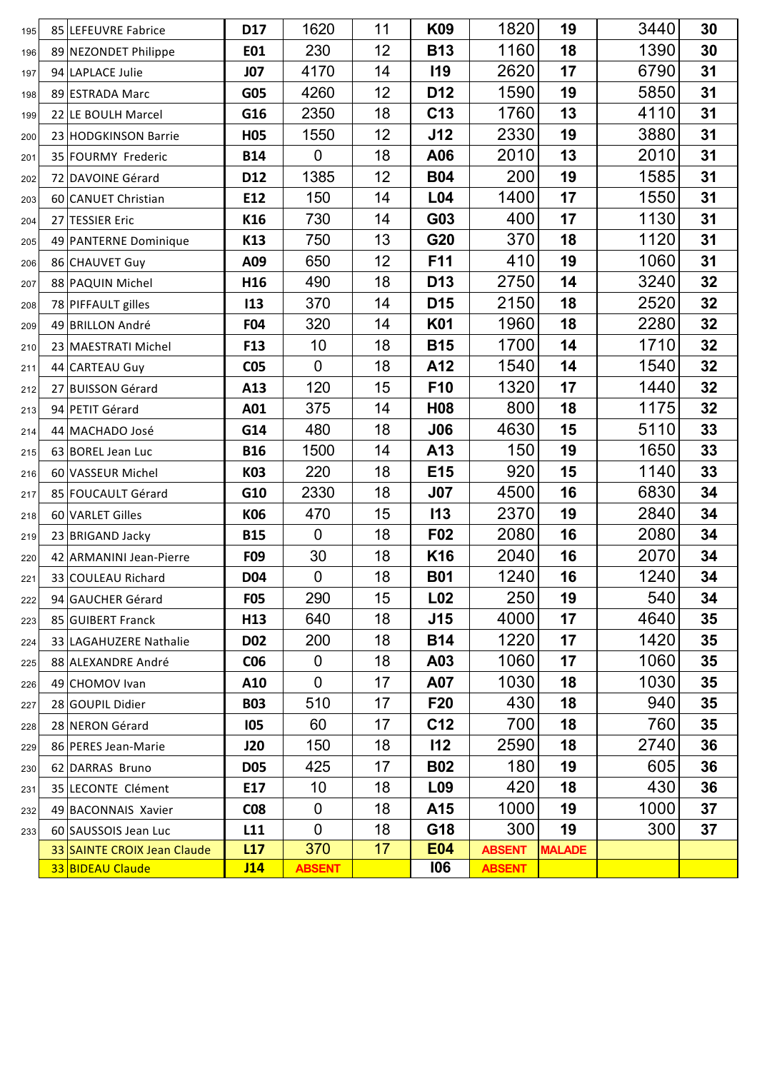| | | | | | | | | | | |
|---|---|---|---|---|---|---|---|---|---|---|
| 195 | 85 | LEFEUVRE Fabrice | D17 | 1620 | 11 | K09 | 1820 | 19 | 3440 | 30 |
| 196 | 89 | NEZONDET Philippe | E01 | 230 | 12 | B13 | 1160 | 18 | 1390 | 30 |
| 197 | 94 | LAPLACE Julie | J07 | 4170 | 14 | I19 | 2620 | 17 | 6790 | 31 |
| 198 | 89 | ESTRADA Marc | G05 | 4260 | 12 | D12 | 1590 | 19 | 5850 | 31 |
| 199 | 22 | LE BOULH Marcel | G16 | 2350 | 18 | C13 | 1760 | 13 | 4110 | 31 |
| 200 | 23 | HODGKINSON Barrie | H05 | 1550 | 12 | J12 | 2330 | 19 | 3880 | 31 |
| 201 | 35 | FOURMY Frederic | B14 | 0 | 18 | A06 | 2010 | 13 | 2010 | 31 |
| 202 | 72 | DAVOINE Gérard | D12 | 1385 | 12 | B04 | 200 | 19 | 1585 | 31 |
| 203 | 60 | CANUET Christian | E12 | 150 | 14 | L04 | 1400 | 17 | 1550 | 31 |
| 204 | 27 | TESSIER Eric | K16 | 730 | 14 | G03 | 400 | 17 | 1130 | 31 |
| 205 | 49 | PANTERNE Dominique | K13 | 750 | 13 | G20 | 370 | 18 | 1120 | 31 |
| 206 | 86 | CHAUVET Guy | A09 | 650 | 12 | F11 | 410 | 19 | 1060 | 31 |
| 207 | 88 | PAQUIN Michel | H16 | 490 | 18 | D13 | 2750 | 14 | 3240 | 32 |
| 208 | 78 | PIFFAULT gilles | I13 | 370 | 14 | D15 | 2150 | 18 | 2520 | 32 |
| 209 | 49 | BRILLON André | F04 | 320 | 14 | K01 | 1960 | 18 | 2280 | 32 |
| 210 | 23 | MAESTRATI Michel | F13 | 10 | 18 | B15 | 1700 | 14 | 1710 | 32 |
| 211 | 44 | CARTEAU Guy | C05 | 0 | 18 | A12 | 1540 | 14 | 1540 | 32 |
| 212 | 27 | BUISSON Gérard | A13 | 120 | 15 | F10 | 1320 | 17 | 1440 | 32 |
| 213 | 94 | PETIT Gérard | A01 | 375 | 14 | H08 | 800 | 18 | 1175 | 32 |
| 214 | 44 | MACHADO José | G14 | 480 | 18 | J06 | 4630 | 15 | 5110 | 33 |
| 215 | 63 | BOREL Jean Luc | B16 | 1500 | 14 | A13 | 150 | 19 | 1650 | 33 |
| 216 | 60 | VASSEUR Michel | K03 | 220 | 18 | E15 | 920 | 15 | 1140 | 33 |
| 217 | 85 | FOUCAULT Gérard | G10 | 2330 | 18 | J07 | 4500 | 16 | 6830 | 34 |
| 218 | 60 | VARLET Gilles | K06 | 470 | 15 | I13 | 2370 | 19 | 2840 | 34 |
| 219 | 23 | BRIGAND Jacky | B15 | 0 | 18 | F02 | 2080 | 16 | 2080 | 34 |
| 220 | 42 | ARMANINI Jean-Pierre | F09 | 30 | 18 | K16 | 2040 | 16 | 2070 | 34 |
| 221 | 33 | COULEAU Richard | D04 | 0 | 18 | B01 | 1240 | 16 | 1240 | 34 |
| 222 | 94 | GAUCHER Gérard | F05 | 290 | 15 | L02 | 250 | 19 | 540 | 34 |
| 223 | 85 | GUIBERT Franck | H13 | 640 | 18 | J15 | 4000 | 17 | 4640 | 35 |
| 224 | 33 | LAGAHUZERE Nathalie | D02 | 200 | 18 | B14 | 1220 | 17 | 1420 | 35 |
| 225 | 88 | ALEXANDRE André | C06 | 0 | 18 | A03 | 1060 | 17 | 1060 | 35 |
| 226 | 49 | CHOMOV Ivan | A10 | 0 | 17 | A07 | 1030 | 18 | 1030 | 35 |
| 227 | 28 | GOUPIL Didier | B03 | 510 | 17 | F20 | 430 | 18 | 940 | 35 |
| 228 | 28 | NERON Gérard | I05 | 60 | 17 | C12 | 700 | 18 | 760 | 35 |
| 229 | 86 | PERES Jean-Marie | J20 | 150 | 18 | I12 | 2590 | 18 | 2740 | 36 |
| 230 | 62 | DARRAS Bruno | D05 | 425 | 17 | B02 | 180 | 19 | 605 | 36 |
| 231 | 35 | LECONTE Clément | E17 | 10 | 18 | L09 | 420 | 18 | 430 | 36 |
| 232 | 49 | BACONNAIS Xavier | C08 | 0 | 18 | A15 | 1000 | 19 | 1000 | 37 |
| 233 | 60 | SAUSSOIS Jean Luc | L11 | 0 | 18 | G18 | 300 | 19 | 300 | 37 |
| | 33 | SAINTE CROIX Jean Claude | L17 | 370 | 17 | E04 | ABSENT | MALADE | | |
| | 33 | BIDEAU Claude | J14 | ABSENT | | I06 | ABSENT | | | |